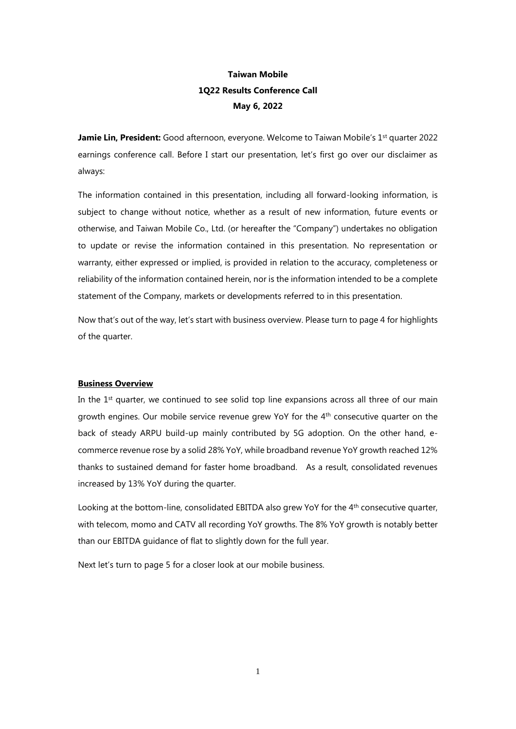**Taiwan Mobile**

**1Q22 Results Conference Call**

**May 6, 2022**

**Jamie Lin, President:** Good afternoon, everyone. Welcome to Taiwan Mobile's 1st quarter 2022 earnings conference call. Before I start our presentation, let's first go over our disclaimer as always:

The information contained in this presentation, including all forward-looking information, is subject to change without notice, whether as a result of new information, future events or otherwise, and Taiwan Mobile Co., Ltd. (or hereafter the "Company") undertakes no obligation to update or revise the information contained in this presentation. No representation or warranty, either expressed or implied, is provided in relation to the accuracy, completeness or reliability of the information contained herein, nor is the information intended to be a complete statement of the Company, markets or developments referred to in this presentation.

Now that's out of the way, let's start with business overview. Please turn to page 4 for highlights of the quarter.

**Business Overview**

In the 1st quarter, we continued to see solid top line expansions across all three of our main growth engines. Our mobile service revenue grew YoY for the 4th consecutive quarter on the back of steady ARPU build-up mainly contributed by 5G adoption. On the other hand, e-commerce revenue rose by a solid 28% YoY, while broadband revenue YoY growth reached 12% thanks to sustained demand for faster home broadband. As a result, consolidated revenues increased by 13% YoY during the quarter.

Looking at the bottom-line, consolidated EBITDA also grew YoY for the 4th consecutive quarter, with telecom, momo and CATV all recording YoY growths. The 8% YoY growth is notably better than our EBITDA guidance of flat to slightly down for the full year.

Next let's turn to page 5 for a closer look at our mobile business.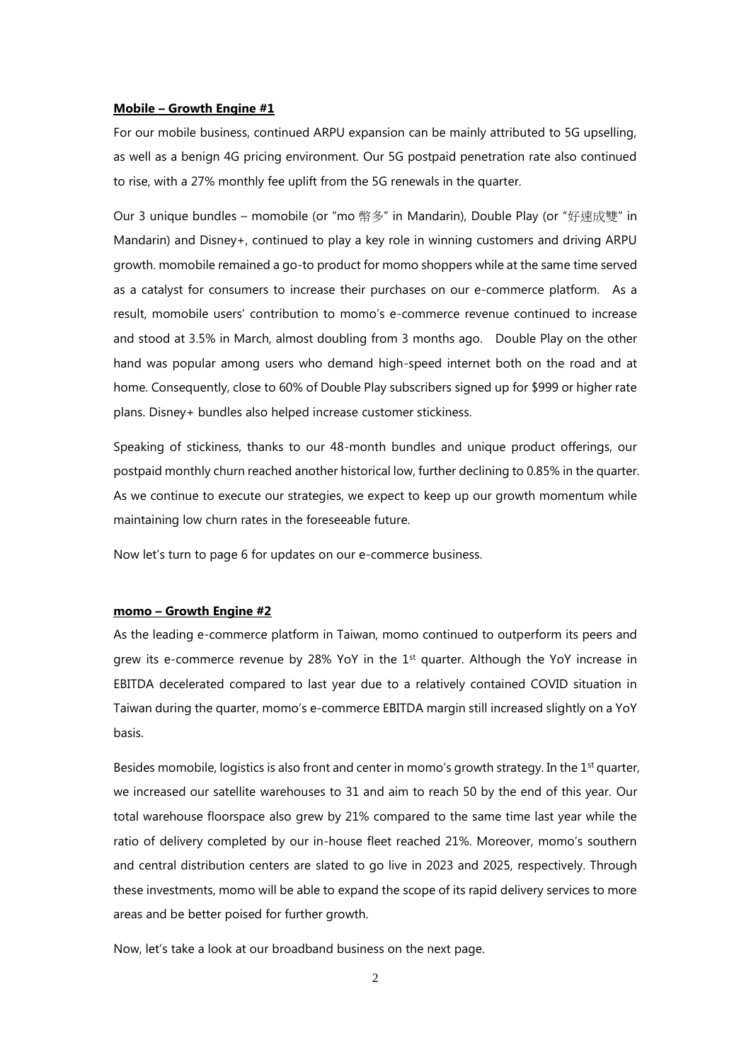**Mobile – Growth Engine #1**

For our mobile business, continued ARPU expansion can be mainly attributed to 5G upselling, as well as a benign 4G pricing environment. Our 5G postpaid penetration rate also continued to rise, with a 27% monthly fee uplift from the 5G renewals in the quarter.

Our 3 unique bundles – momobile (or "mo 幣多" in Mandarin), Double Play (or "好速成雙" in Mandarin) and Disney+, continued to play a key role in winning customers and driving ARPU growth. momobile remained a go-to product for momo shoppers while at the same time served as a catalyst for consumers to increase their purchases on our e-commerce platform. As a result, momobile users' contribution to momo's e-commerce revenue continued to increase and stood at 3.5% in March, almost doubling from 3 months ago. Double Play on the other hand was popular among users who demand high-speed internet both on the road and at home. Consequently, close to 60% of Double Play subscribers signed up for $999 or higher rate plans. Disney+ bundles also helped increase customer stickiness.

Speaking of stickiness, thanks to our 48-month bundles and unique product offerings, our postpaid monthly churn reached another historical low, further declining to 0.85% in the quarter. As we continue to execute our strategies, we expect to keep up our growth momentum while maintaining low churn rates in the foreseeable future.

Now let's turn to page 6 for updates on our e-commerce business.

**momo – Growth Engine #2**

As the leading e-commerce platform in Taiwan, momo continued to outperform its peers and grew its e-commerce revenue by 28% YoY in the 1st quarter. Although the YoY increase in EBITDA decelerated compared to last year due to a relatively contained COVID situation in Taiwan during the quarter, momo's e-commerce EBITDA margin still increased slightly on a YoY basis.

Besides momobile, logistics is also front and center in momo's growth strategy. In the 1st quarter, we increased our satellite warehouses to 31 and aim to reach 50 by the end of this year. Our total warehouse floorspace also grew by 21% compared to the same time last year while the ratio of delivery completed by our in-house fleet reached 21%. Moreover, momo's southern and central distribution centers are slated to go live in 2023 and 2025, respectively. Through these investments, momo will be able to expand the scope of its rapid delivery services to more areas and be better poised for further growth.

Now, let's take a look at our broadband business on the next page.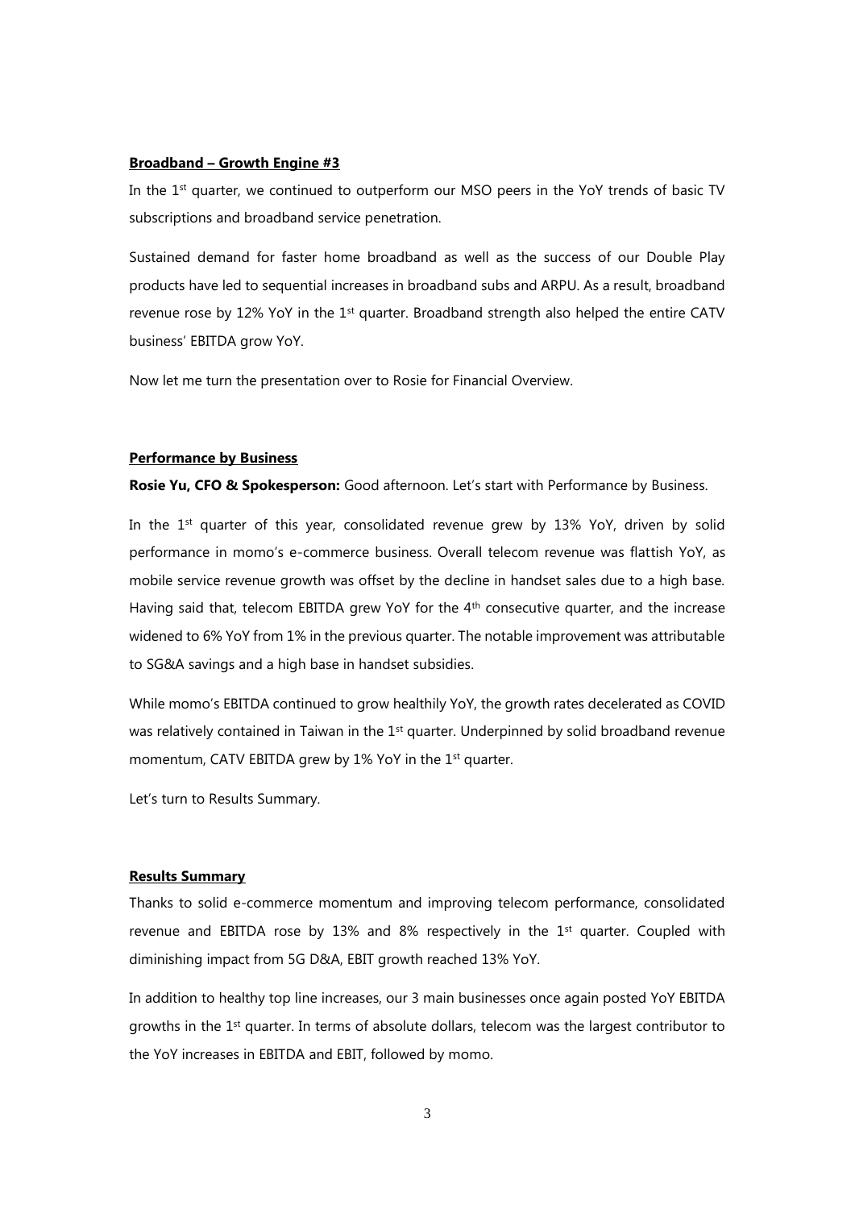**Broadband – Growth Engine #3**

In the 1st quarter, we continued to outperform our MSO peers in the YoY trends of basic TV subscriptions and broadband service penetration.

Sustained demand for faster home broadband as well as the success of our Double Play products have led to sequential increases in broadband subs and ARPU. As a result, broadband revenue rose by 12% YoY in the 1st quarter. Broadband strength also helped the entire CATV business' EBITDA grow YoY.

Now let me turn the presentation over to Rosie for Financial Overview.

**Performance by Business**

**Rosie Yu, CFO & Spokesperson:** Good afternoon. Let's start with Performance by Business.

In the 1st quarter of this year, consolidated revenue grew by 13% YoY, driven by solid performance in momo's e-commerce business. Overall telecom revenue was flattish YoY, as mobile service revenue growth was offset by the decline in handset sales due to a high base. Having said that, telecom EBITDA grew YoY for the 4th consecutive quarter, and the increase widened to 6% YoY from 1% in the previous quarter. The notable improvement was attributable to SG&A savings and a high base in handset subsidies.

While momo's EBITDA continued to grow healthily YoY, the growth rates decelerated as COVID was relatively contained in Taiwan in the 1st quarter. Underpinned by solid broadband revenue momentum, CATV EBITDA grew by 1% YoY in the 1st quarter.

Let's turn to Results Summary.

**Results Summary**

Thanks to solid e-commerce momentum and improving telecom performance, consolidated revenue and EBITDA rose by 13% and 8% respectively in the 1st quarter. Coupled with diminishing impact from 5G D&A, EBIT growth reached 13% YoY.

In addition to healthy top line increases, our 3 main businesses once again posted YoY EBITDA growths in the 1st quarter. In terms of absolute dollars, telecom was the largest contributor to the YoY increases in EBITDA and EBIT, followed by momo.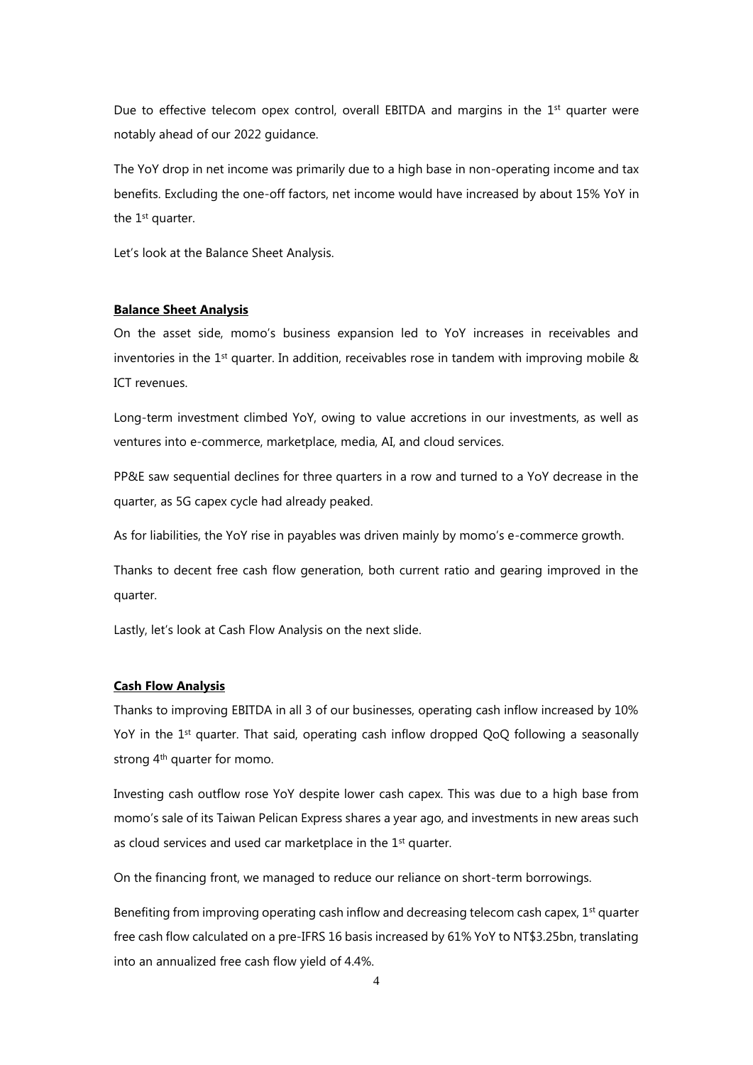Due to effective telecom opex control, overall EBITDA and margins in the 1st quarter were notably ahead of our 2022 guidance.

The YoY drop in net income was primarily due to a high base in non-operating income and tax benefits. Excluding the one-off factors, net income would have increased by about 15% YoY in the 1st quarter.

Let's look at the Balance Sheet Analysis.

**Balance Sheet Analysis**

On the asset side, momo's business expansion led to YoY increases in receivables and inventories in the 1st quarter. In addition, receivables rose in tandem with improving mobile & ICT revenues.

Long-term investment climbed YoY, owing to value accretions in our investments, as well as ventures into e-commerce, marketplace, media, AI, and cloud services.

PP&E saw sequential declines for three quarters in a row and turned to a YoY decrease in the quarter, as 5G capex cycle had already peaked.

As for liabilities, the YoY rise in payables was driven mainly by momo's e-commerce growth.

Thanks to decent free cash flow generation, both current ratio and gearing improved in the quarter.

Lastly, let's look at Cash Flow Analysis on the next slide.

**Cash Flow Analysis**

Thanks to improving EBITDA in all 3 of our businesses, operating cash inflow increased by 10% YoY in the 1st quarter. That said, operating cash inflow dropped QoQ following a seasonally strong 4th quarter for momo.

Investing cash outflow rose YoY despite lower cash capex. This was due to a high base from momo's sale of its Taiwan Pelican Express shares a year ago, and investments in new areas such as cloud services and used car marketplace in the 1st quarter.

On the financing front, we managed to reduce our reliance on short-term borrowings.

Benefiting from improving operating cash inflow and decreasing telecom cash capex, 1st quarter free cash flow calculated on a pre-IFRS 16 basis increased by 61% YoY to NT$3.25bn, translating into an annualized free cash flow yield of 4.4%.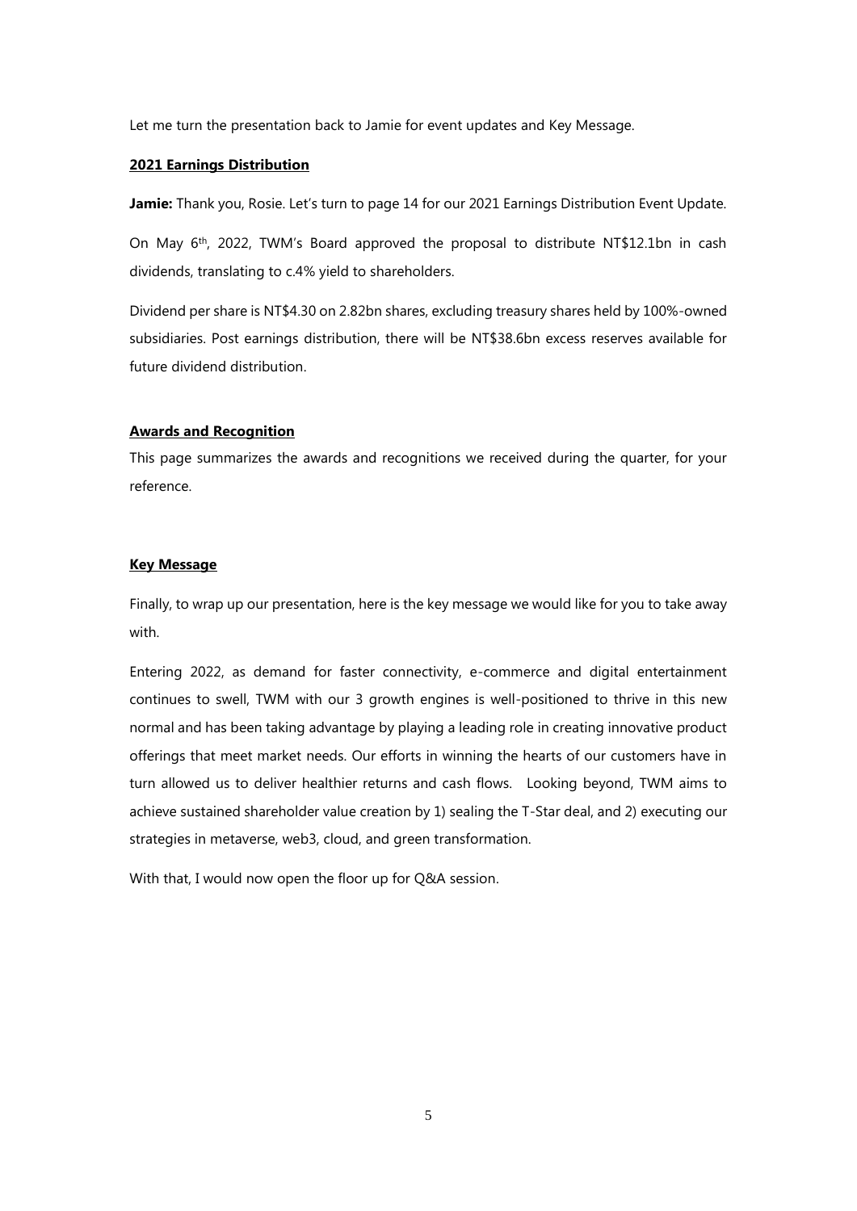Let me turn the presentation back to Jamie for event updates and Key Message.

**2021 Earnings Distribution**

**Jamie:** Thank you, Rosie. Let's turn to page 14 for our 2021 Earnings Distribution Event Update.

On May 6th, 2022, TWM's Board approved the proposal to distribute NT$12.1bn in cash dividends, translating to c.4% yield to shareholders.

Dividend per share is NT$4.30 on 2.82bn shares, excluding treasury shares held by 100%-owned subsidiaries. Post earnings distribution, there will be NT$38.6bn excess reserves available for future dividend distribution.

**Awards and Recognition**

This page summarizes the awards and recognitions we received during the quarter, for your reference.

**Key Message**

Finally, to wrap up our presentation, here is the key message we would like for you to take away with.

Entering 2022, as demand for faster connectivity, e-commerce and digital entertainment continues to swell, TWM with our 3 growth engines is well-positioned to thrive in this new normal and has been taking advantage by playing a leading role in creating innovative product offerings that meet market needs. Our efforts in winning the hearts of our customers have in turn allowed us to deliver healthier returns and cash flows. Looking beyond, TWM aims to achieve sustained shareholder value creation by 1) sealing the T-Star deal, and 2) executing our strategies in metaverse, web3, cloud, and green transformation.

With that, I would now open the floor up for Q&A session.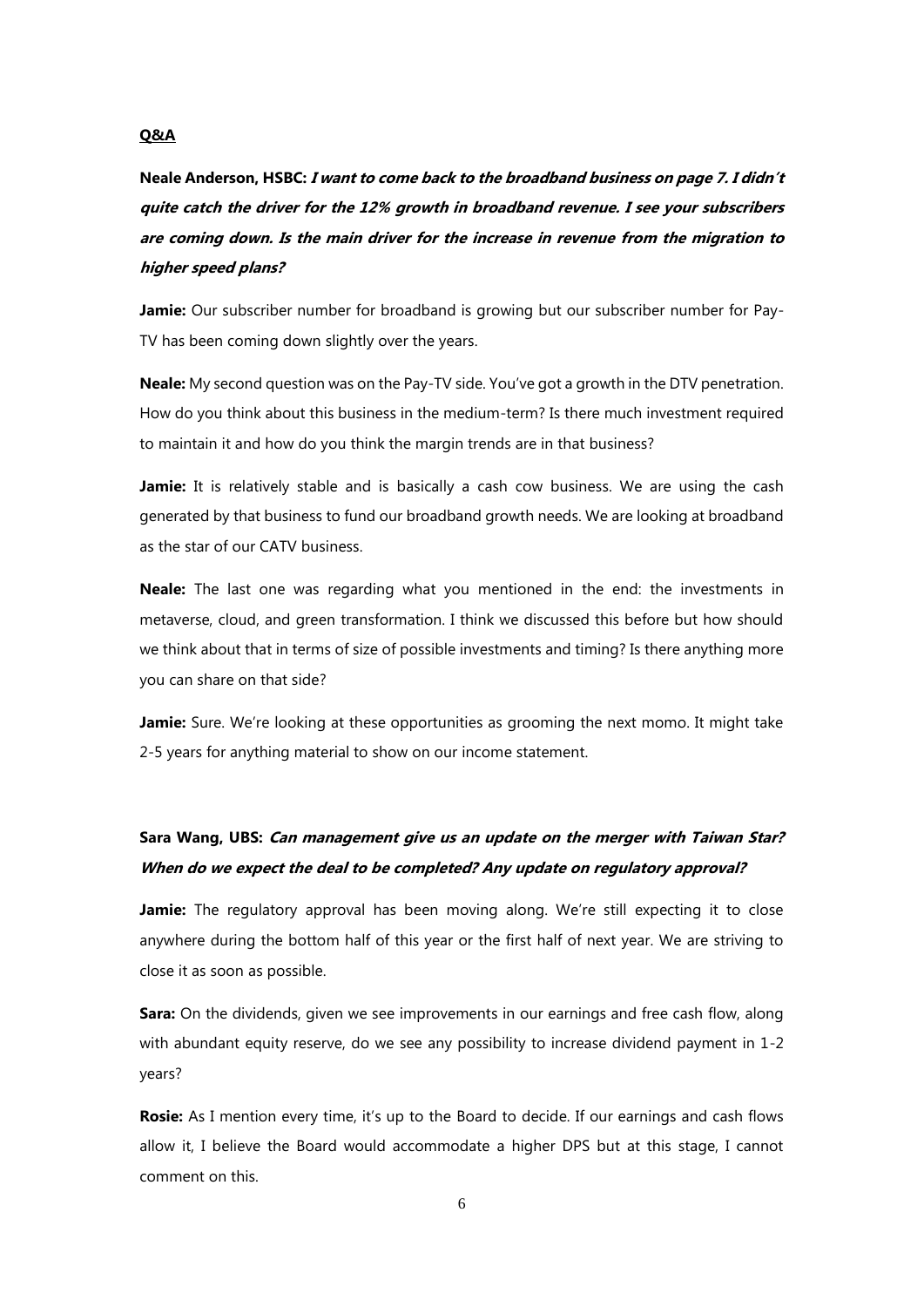**Q&A**

**Neale Anderson, HSBC:** ***I want to come back to the broadband business on page 7. I didn't quite catch the driver for the 12% growth in broadband revenue. I see your subscribers are coming down. Is the main driver for the increase in revenue from the migration to higher speed plans?***

**Jamie:** Our subscriber number for broadband is growing but our subscriber number for Pay-TV has been coming down slightly over the years.

**Neale:** My second question was on the Pay-TV side. You've got a growth in the DTV penetration. How do you think about this business in the medium-term? Is there much investment required to maintain it and how do you think the margin trends are in that business?

**Jamie:** It is relatively stable and is basically a cash cow business. We are using the cash generated by that business to fund our broadband growth needs. We are looking at broadband as the star of our CATV business.

**Neale:** The last one was regarding what you mentioned in the end: the investments in metaverse, cloud, and green transformation. I think we discussed this before but how should we think about that in terms of size of possible investments and timing? Is there anything more you can share on that side?

**Jamie:** Sure. We're looking at these opportunities as grooming the next momo. It might take 2-5 years for anything material to show on our income statement.

**Sara Wang, UBS:** ***Can management give us an update on the merger with Taiwan Star? When do we expect the deal to be completed? Any update on regulatory approval?***

**Jamie:** The regulatory approval has been moving along. We're still expecting it to close anywhere during the bottom half of this year or the first half of next year. We are striving to close it as soon as possible.

**Sara:** On the dividends, given we see improvements in our earnings and free cash flow, along with abundant equity reserve, do we see any possibility to increase dividend payment in 1-2 years?

**Rosie:** As I mention every time, it's up to the Board to decide. If our earnings and cash flows allow it, I believe the Board would accommodate a higher DPS but at this stage, I cannot comment on this.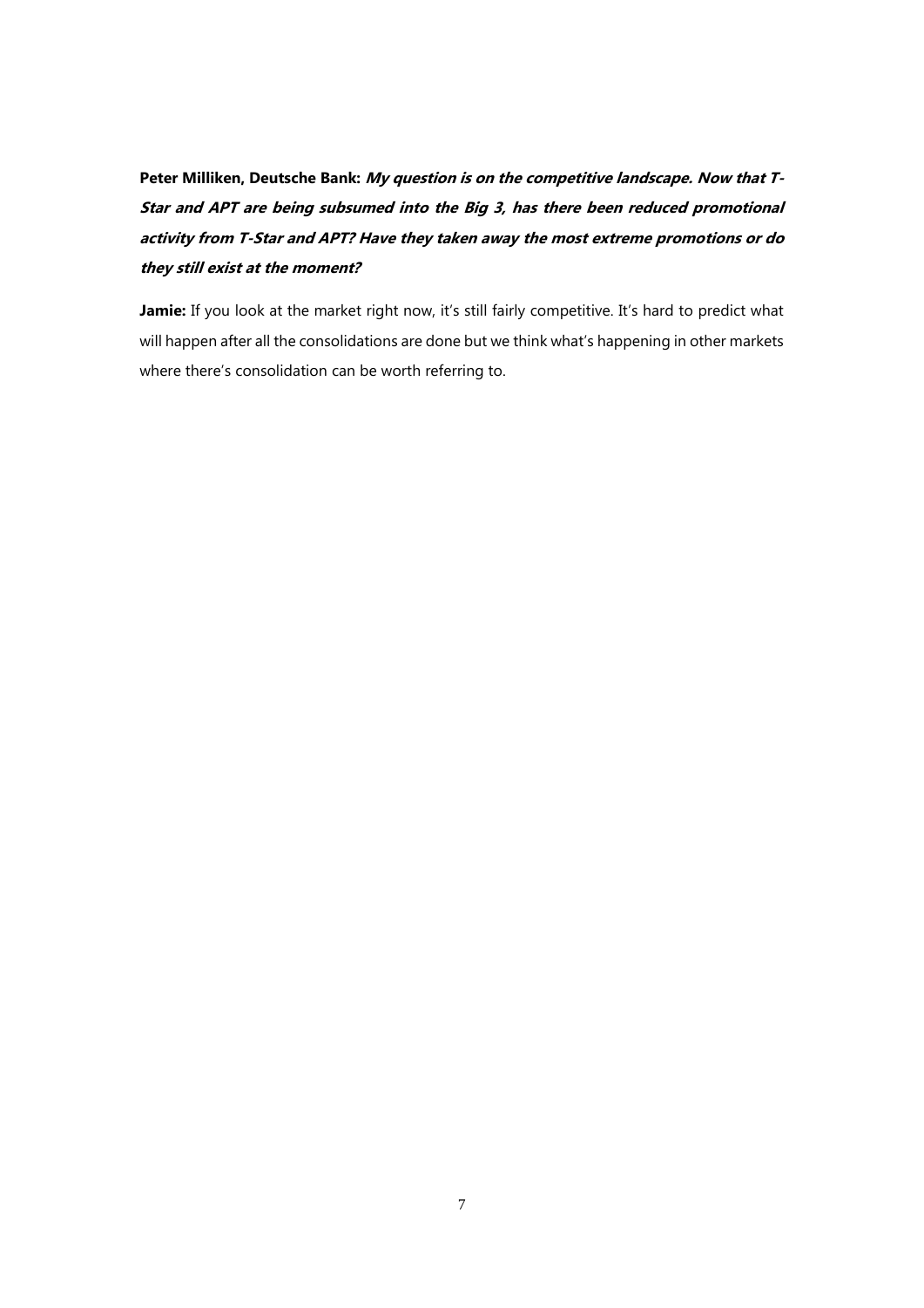**Peter Milliken, Deutsche Bank:** ***My question is on the competitive landscape. Now that T-Star and APT are being subsumed into the Big 3, has there been reduced promotional activity from T-Star and APT? Have they taken away the most extreme promotions or do they still exist at the moment?***

**Jamie:** If you look at the market right now, it's still fairly competitive. It's hard to predict what will happen after all the consolidations are done but we think what's happening in other markets where there's consolidation can be worth referring to.